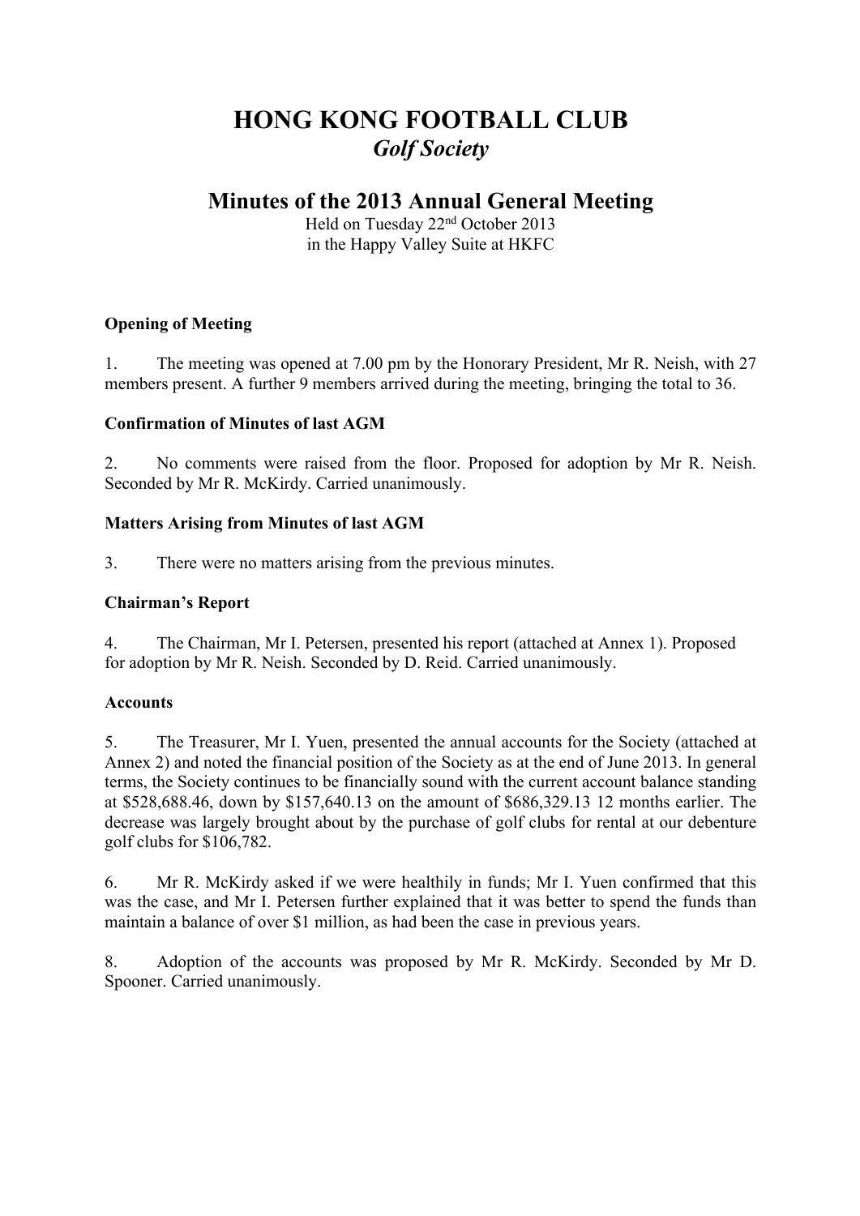# HONG KONG FOOTBALL CLUB

## *Golf Society*

## Minutes of the 2013 Annual General Meeting

Held on Tuesday 22nd October 2013
in the Happy Valley Suite at HKFC

**Opening of Meeting**

1. The meeting was opened at 7.00 pm by the Honorary President, Mr R. Neish, with 27 members present. A further 9 members arrived during the meeting, bringing the total to 36.

**Confirmation of Minutes of last AGM**

2. No comments were raised from the floor. Proposed for adoption by Mr R. Neish. Seconded by Mr R. McKirdy. Carried unanimously.

**Matters Arising from Minutes of last AGM**

3. There were no matters arising from the previous minutes.

**Chairman's Report**

4. The Chairman, Mr I. Petersen, presented his report (attached at Annex 1). Proposed for adoption by Mr R. Neish. Seconded by D. Reid. Carried unanimously.

**Accounts**

5. The Treasurer, Mr I. Yuen, presented the annual accounts for the Society (attached at Annex 2) and noted the financial position of the Society as at the end of June 2013. In general terms, the Society continues to be financially sound with the current account balance standing at $528,688.46, down by $157,640.13 on the amount of $686,329.13 12 months earlier. The decrease was largely brought about by the purchase of golf clubs for rental at our debenture golf clubs for $106,782.

6. Mr R. McKirdy asked if we were healthily in funds; Mr I. Yuen confirmed that this was the case, and Mr I. Petersen further explained that it was better to spend the funds than maintain a balance of over $1 million, as had been the case in previous years.

8. Adoption of the accounts was proposed by Mr R. McKirdy. Seconded by Mr D. Spooner. Carried unanimously.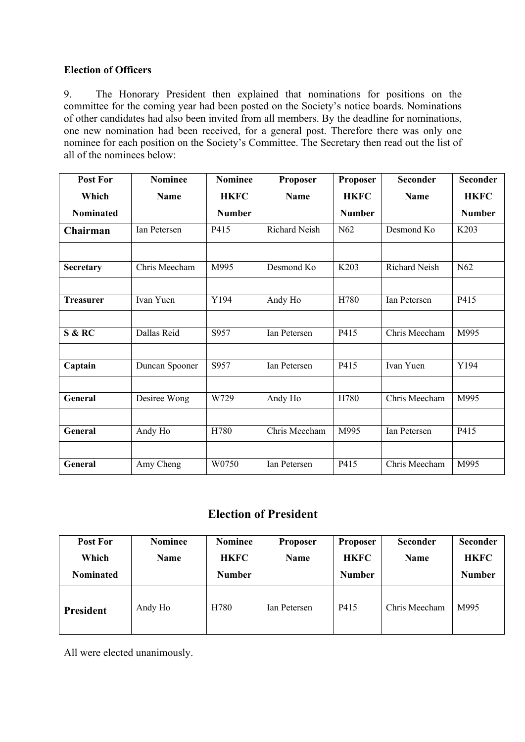**Election of Officers**

9. The Honorary President then explained that nominations for positions on the committee for the coming year had been posted on the Society's notice boards. Nominations of other candidates had also been invited from all members. By the deadline for nominations, one new nomination had been received, for a general post. Therefore there was only one nominee for each position on the Society's Committee. The Secretary then read out the list of all of the nominees below:

| Post For Which Nominated | Nominee Name | Nominee HKFC Number | Proposer Name | Proposer HKFC Number | Seconder Name | Seconder HKFC Number |
|---|---|---|---|---|---|---|
| **Chairman** | Ian Petersen | P415 | Richard Neish | N62 | Desmond Ko | K203 |
| | | | | | | |
| **Secretary** | Chris Meecham | M995 | Desmond Ko | K203 | Richard Neish | N62 |
| | | | | | | |
| **Treasurer** | Ivan Yuen | Y194 | Andy Ho | H780 | Ian Petersen | P415 |
| | | | | | | |
| **S & RC** | Dallas Reid | S957 | Ian Petersen | P415 | Chris Meecham | M995 |
| | | | | | | |
| **Captain** | Duncan Spooner | S957 | Ian Petersen | P415 | Ivan Yuen | Y194 |
| | | | | | | |
| **General** | Desiree Wong | W729 | Andy Ho | H780 | Chris Meecham | M995 |
| | | | | | | |
| **General** | Andy Ho | H780 | Chris Meecham | M995 | Ian Petersen | P415 |
| | | | | | | |
| **General** | Amy Cheng | W0750 | Ian Petersen | P415 | Chris Meecham | M995 |

## Election of President

| Post For Which Nominated | Nominee Name | Nominee HKFC Number | Proposer Name | Proposer HKFC Number | Seconder Name | Seconder HKFC Number |
|---|---|---|---|---|---|---|
| **President** | Andy Ho | H780 | Ian Petersen | P415 | Chris Meecham | M995 |

All were elected unanimously.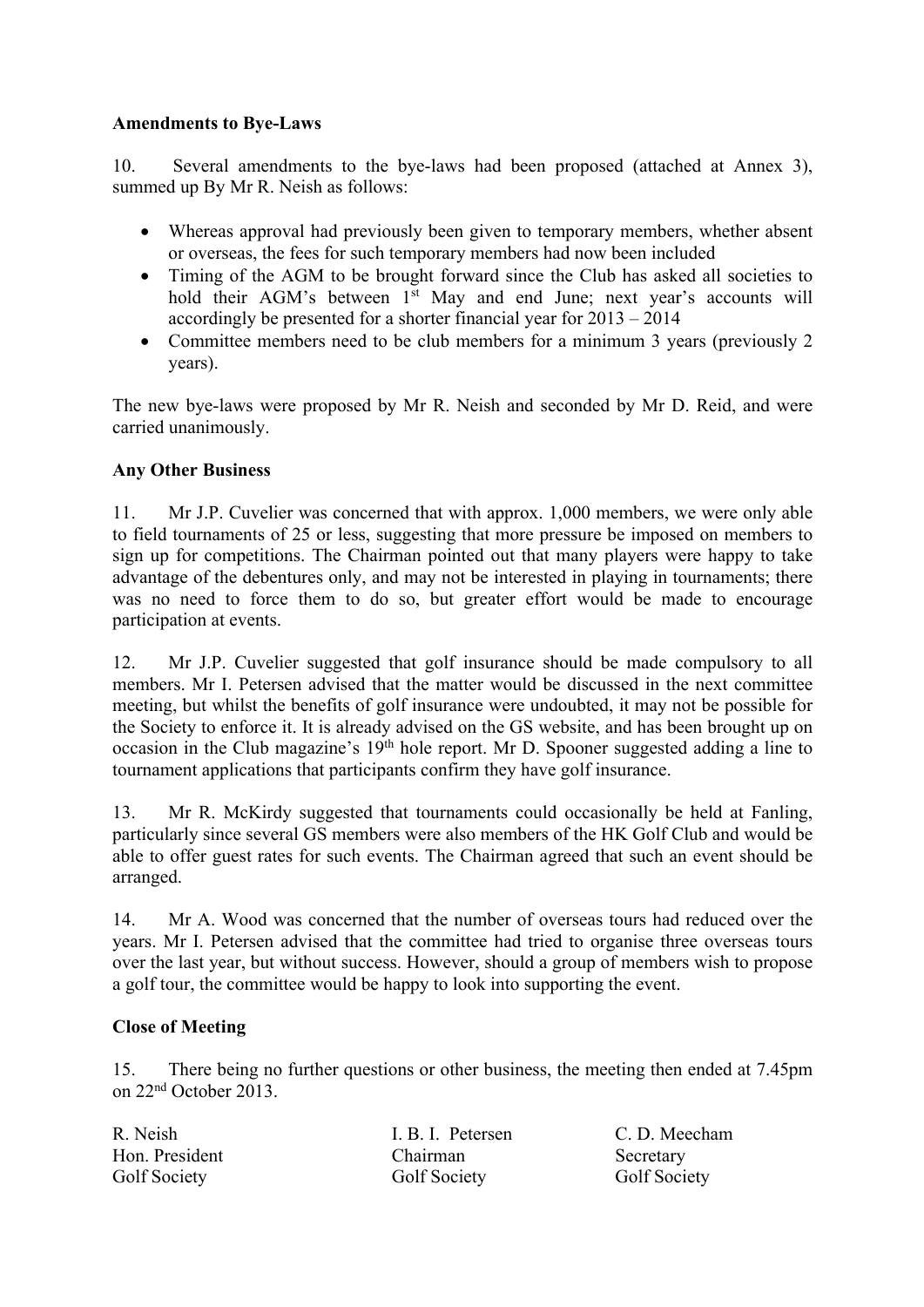**Amendments to Bye-Laws**

10. Several amendments to the bye-laws had been proposed (attached at Annex 3), summed up By Mr R. Neish as follows:

- Whereas approval had previously been given to temporary members, whether absent or overseas, the fees for such temporary members had now been included
- Timing of the AGM to be brought forward since the Club has asked all societies to hold their AGM's between 1st May and end June; next year's accounts will accordingly be presented for a shorter financial year for 2013 – 2014
- Committee members need to be club members for a minimum 3 years (previously 2 years).

The new bye-laws were proposed by Mr R. Neish and seconded by Mr D. Reid, and were carried unanimously.

**Any Other Business**

11. Mr J.P. Cuvelier was concerned that with approx. 1,000 members, we were only able to field tournaments of 25 or less, suggesting that more pressure be imposed on members to sign up for competitions. The Chairman pointed out that many players were happy to take advantage of the debentures only, and may not be interested in playing in tournaments; there was no need to force them to do so, but greater effort would be made to encourage participation at events.

12. Mr J.P. Cuvelier suggested that golf insurance should be made compulsory to all members. Mr I. Petersen advised that the matter would be discussed in the next committee meeting, but whilst the benefits of golf insurance were undoubted, it may not be possible for the Society to enforce it. It is already advised on the GS website, and has been brought up on occasion in the Club magazine's 19th hole report. Mr D. Spooner suggested adding a line to tournament applications that participants confirm they have golf insurance.

13. Mr R. McKirdy suggested that tournaments could occasionally be held at Fanling, particularly since several GS members were also members of the HK Golf Club and would be able to offer guest rates for such events. The Chairman agreed that such an event should be arranged.

14. Mr A. Wood was concerned that the number of overseas tours had reduced over the years. Mr I. Petersen advised that the committee had tried to organise three overseas tours over the last year, but without success. However, should a group of members wish to propose a golf tour, the committee would be happy to look into supporting the event.

**Close of Meeting**

15. There being no further questions or other business, the meeting then ended at 7.45pm on 22nd October 2013.

| R. Neish | I. B. I. Petersen | C. D. Meecham |
|---|---|---|
| Hon. President | Chairman | Secretary |
| Golf Society | Golf Society | Golf Society |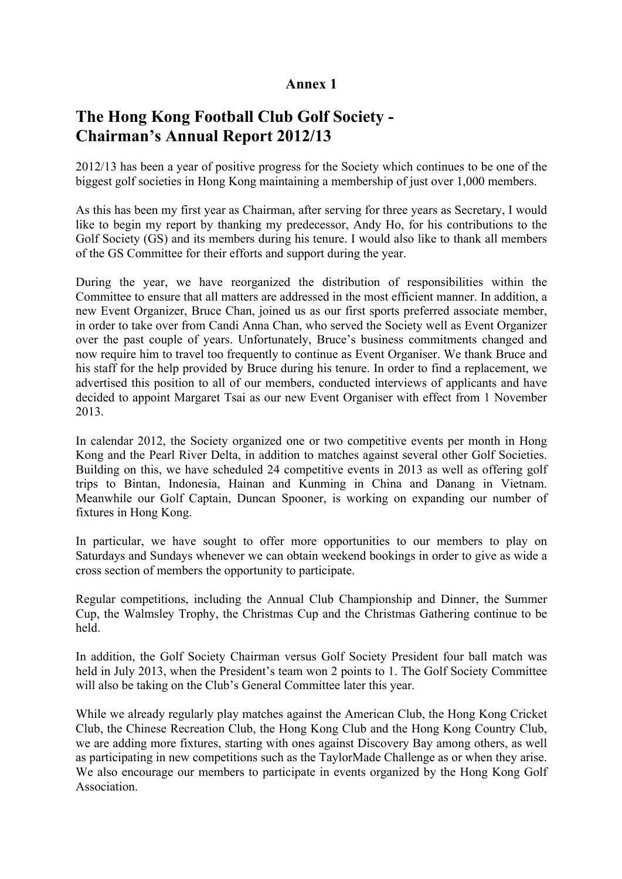**Annex 1**

# The Hong Kong Football Club Golf Society - Chairman's Annual Report 2012/13

2012/13 has been a year of positive progress for the Society which continues to be one of the biggest golf societies in Hong Kong maintaining a membership of just over 1,000 members.

As this has been my first year as Chairman, after serving for three years as Secretary, I would like to begin my report by thanking my predecessor, Andy Ho, for his contributions to the Golf Society (GS) and its members during his tenure. I would also like to thank all members of the GS Committee for their efforts and support during the year.

During the year, we have reorganized the distribution of responsibilities within the Committee to ensure that all matters are addressed in the most efficient manner. In addition, a new Event Organizer, Bruce Chan, joined us as our first sports preferred associate member, in order to take over from Candi Anna Chan, who served the Society well as Event Organizer over the past couple of years. Unfortunately, Bruce's business commitments changed and now require him to travel too frequently to continue as Event Organiser. We thank Bruce and his staff for the help provided by Bruce during his tenure. In order to find a replacement, we advertised this position to all of our members, conducted interviews of applicants and have decided to appoint Margaret Tsai as our new Event Organiser with effect from 1 November 2013.

In calendar 2012, the Society organized one or two competitive events per month in Hong Kong and the Pearl River Delta, in addition to matches against several other Golf Societies. Building on this, we have scheduled 24 competitive events in 2013 as well as offering golf trips to Bintan, Indonesia, Hainan and Kunming in China and Danang in Vietnam. Meanwhile our Golf Captain, Duncan Spooner, is working on expanding our number of fixtures in Hong Kong.

In particular, we have sought to offer more opportunities to our members to play on Saturdays and Sundays whenever we can obtain weekend bookings in order to give as wide a cross section of members the opportunity to participate.

Regular competitions, including the Annual Club Championship and Dinner, the Summer Cup, the Walmsley Trophy, the Christmas Cup and the Christmas Gathering continue to be held.

In addition, the Golf Society Chairman versus Golf Society President four ball match was held in July 2013, when the President's team won 2 points to 1. The Golf Society Committee will also be taking on the Club's General Committee later this year.

While we already regularly play matches against the American Club, the Hong Kong Cricket Club, the Chinese Recreation Club, the Hong Kong Club and the Hong Kong Country Club, we are adding more fixtures, starting with ones against Discovery Bay among others, as well as participating in new competitions such as the TaylorMade Challenge as or when they arise. We also encourage our members to participate in events organized by the Hong Kong Golf Association.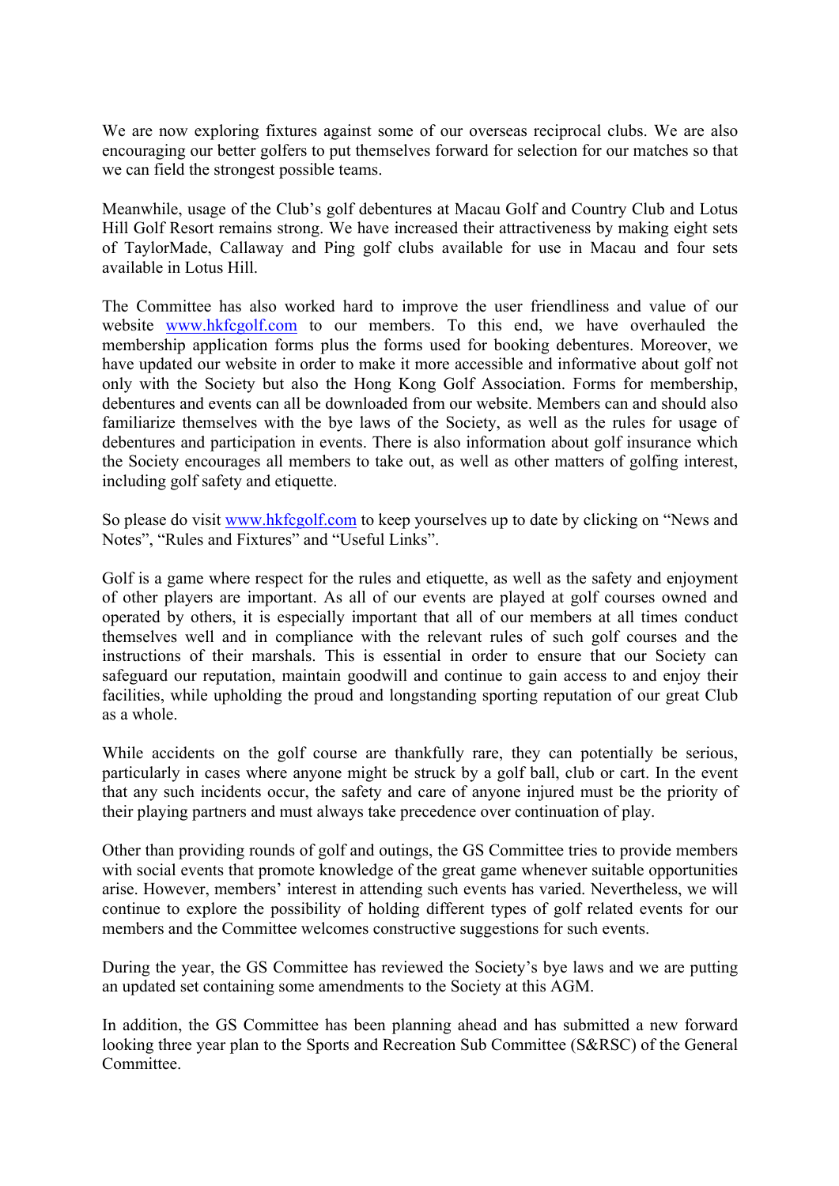We are now exploring fixtures against some of our overseas reciprocal clubs. We are also encouraging our better golfers to put themselves forward for selection for our matches so that we can field the strongest possible teams.

Meanwhile, usage of the Club's golf debentures at Macau Golf and Country Club and Lotus Hill Golf Resort remains strong. We have increased their attractiveness by making eight sets of TaylorMade, Callaway and Ping golf clubs available for use in Macau and four sets available in Lotus Hill.

The Committee has also worked hard to improve the user friendliness and value of our website www.hkfcgolf.com to our members. To this end, we have overhauled the membership application forms plus the forms used for booking debentures. Moreover, we have updated our website in order to make it more accessible and informative about golf not only with the Society but also the Hong Kong Golf Association. Forms for membership, debentures and events can all be downloaded from our website. Members can and should also familiarize themselves with the bye laws of the Society, as well as the rules for usage of debentures and participation in events. There is also information about golf insurance which the Society encourages all members to take out, as well as other matters of golfing interest, including golf safety and etiquette.

So please do visit www.hkfcgolf.com to keep yourselves up to date by clicking on "News and Notes", "Rules and Fixtures" and "Useful Links".

Golf is a game where respect for the rules and etiquette, as well as the safety and enjoyment of other players are important. As all of our events are played at golf courses owned and operated by others, it is especially important that all of our members at all times conduct themselves well and in compliance with the relevant rules of such golf courses and the instructions of their marshals. This is essential in order to ensure that our Society can safeguard our reputation, maintain goodwill and continue to gain access to and enjoy their facilities, while upholding the proud and longstanding sporting reputation of our great Club as a whole.

While accidents on the golf course are thankfully rare, they can potentially be serious, particularly in cases where anyone might be struck by a golf ball, club or cart. In the event that any such incidents occur, the safety and care of anyone injured must be the priority of their playing partners and must always take precedence over continuation of play.

Other than providing rounds of golf and outings, the GS Committee tries to provide members with social events that promote knowledge of the great game whenever suitable opportunities arise. However, members' interest in attending such events has varied. Nevertheless, we will continue to explore the possibility of holding different types of golf related events for our members and the Committee welcomes constructive suggestions for such events.

During the year, the GS Committee has reviewed the Society's bye laws and we are putting an updated set containing some amendments to the Society at this AGM.

In addition, the GS Committee has been planning ahead and has submitted a new forward looking three year plan to the Sports and Recreation Sub Committee (S&RSC) of the General Committee.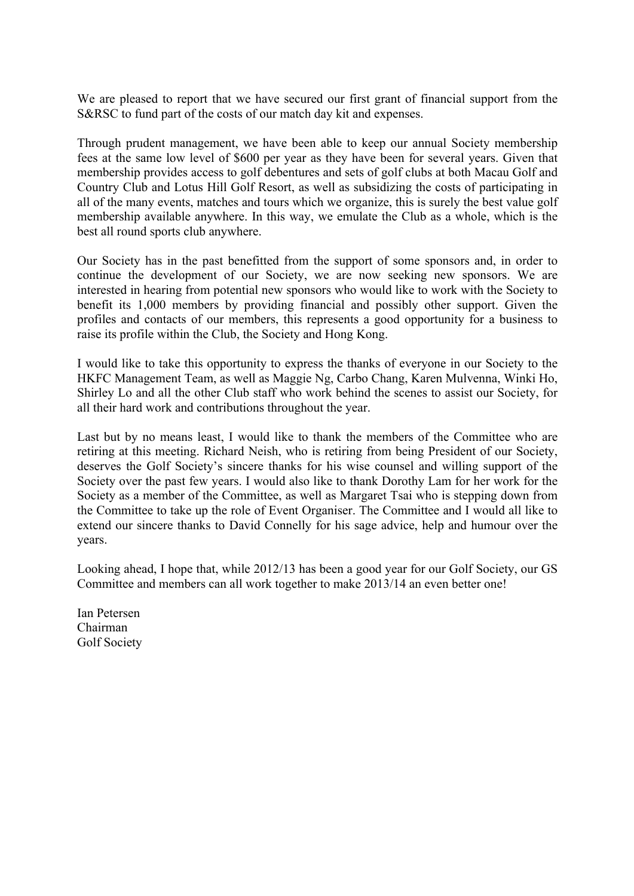We are pleased to report that we have secured our first grant of financial support from the S&RSC to fund part of the costs of our match day kit and expenses.

Through prudent management, we have been able to keep our annual Society membership fees at the same low level of $600 per year as they have been for several years. Given that membership provides access to golf debentures and sets of golf clubs at both Macau Golf and Country Club and Lotus Hill Golf Resort, as well as subsidizing the costs of participating in all of the many events, matches and tours which we organize, this is surely the best value golf membership available anywhere. In this way, we emulate the Club as a whole, which is the best all round sports club anywhere.

Our Society has in the past benefitted from the support of some sponsors and, in order to continue the development of our Society, we are now seeking new sponsors. We are interested in hearing from potential new sponsors who would like to work with the Society to benefit its 1,000 members by providing financial and possibly other support. Given the profiles and contacts of our members, this represents a good opportunity for a business to raise its profile within the Club, the Society and Hong Kong.

I would like to take this opportunity to express the thanks of everyone in our Society to the HKFC Management Team, as well as Maggie Ng, Carbo Chang, Karen Mulvenna, Winki Ho, Shirley Lo and all the other Club staff who work behind the scenes to assist our Society, for all their hard work and contributions throughout the year.

Last but by no means least, I would like to thank the members of the Committee who are retiring at this meeting. Richard Neish, who is retiring from being President of our Society, deserves the Golf Society's sincere thanks for his wise counsel and willing support of the Society over the past few years. I would also like to thank Dorothy Lam for her work for the Society as a member of the Committee, as well as Margaret Tsai who is stepping down from the Committee to take up the role of Event Organiser. The Committee and I would all like to extend our sincere thanks to David Connelly for his sage advice, help and humour over the years.

Looking ahead, I hope that, while 2012/13 has been a good year for our Golf Society, our GS Committee and members can all work together to make 2013/14 an even better one!

Ian Petersen
Chairman
Golf Society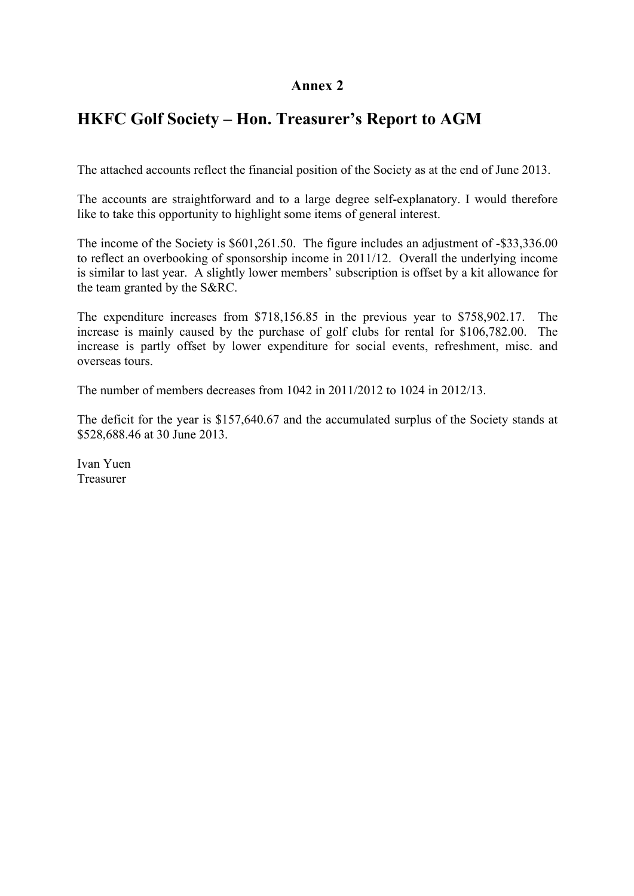**Annex 2**

# HKFC Golf Society – Hon. Treasurer's Report to AGM

The attached accounts reflect the financial position of the Society as at the end of June 2013.

The accounts are straightforward and to a large degree self-explanatory. I would therefore like to take this opportunity to highlight some items of general interest.

The income of the Society is $601,261.50. The figure includes an adjustment of -$33,336.00 to reflect an overbooking of sponsorship income in 2011/12. Overall the underlying income is similar to last year. A slightly lower members' subscription is offset by a kit allowance for the team granted by the S&RC.

The expenditure increases from $718,156.85 in the previous year to $758,902.17. The increase is mainly caused by the purchase of golf clubs for rental for $106,782.00. The increase is partly offset by lower expenditure for social events, refreshment, misc. and overseas tours.

The number of members decreases from 1042 in 2011/2012 to 1024 in 2012/13.

The deficit for the year is $157,640.67 and the accumulated surplus of the Society stands at $528,688.46 at 30 June 2013.

Ivan Yuen
Treasurer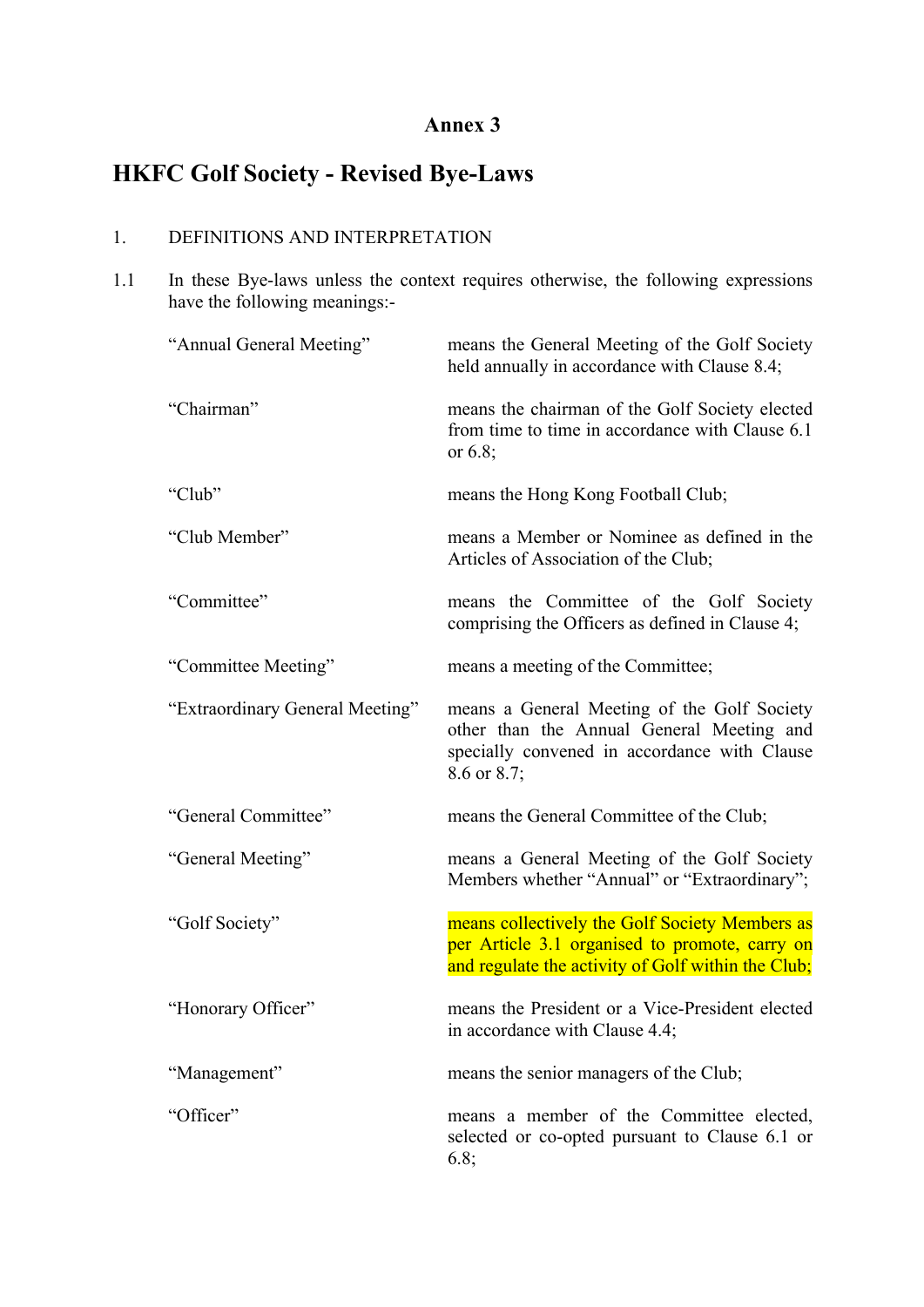**Annex 3**

# HKFC Golf Society - Revised Bye-Laws

1. DEFINITIONS AND INTERPRETATION

1.1 In these Bye-laws unless the context requires otherwise, the following expressions have the following meanings:-

| | |
|---|---|
| "Annual General Meeting" | means the General Meeting of the Golf Society held annually in accordance with Clause 8.4; |
| "Chairman" | means the chairman of the Golf Society elected from time to time in accordance with Clause 6.1 or 6.8; |
| "Club" | means the Hong Kong Football Club; |
| "Club Member" | means a Member or Nominee as defined in the Articles of Association of the Club; |
| "Committee" | means the Committee of the Golf Society comprising the Officers as defined in Clause 4; |
| "Committee Meeting" | means a meeting of the Committee; |
| "Extraordinary General Meeting" | means a General Meeting of the Golf Society other than the Annual General Meeting and specially convened in accordance with Clause 8.6 or 8.7; |
| "General Committee" | means the General Committee of the Club; |
| "General Meeting" | means a General Meeting of the Golf Society Members whether "Annual" or "Extraordinary"; |
| "Golf Society" | means collectively the Golf Society Members as per Article 3.1 organised to promote, carry on and regulate the activity of Golf within the Club; |
| "Honorary Officer" | means the President or a Vice-President elected in accordance with Clause 4.4; |
| "Management" | means the senior managers of the Club; |
| "Officer" | means a member of the Committee elected, selected or co-opted pursuant to Clause 6.1 or 6.8; |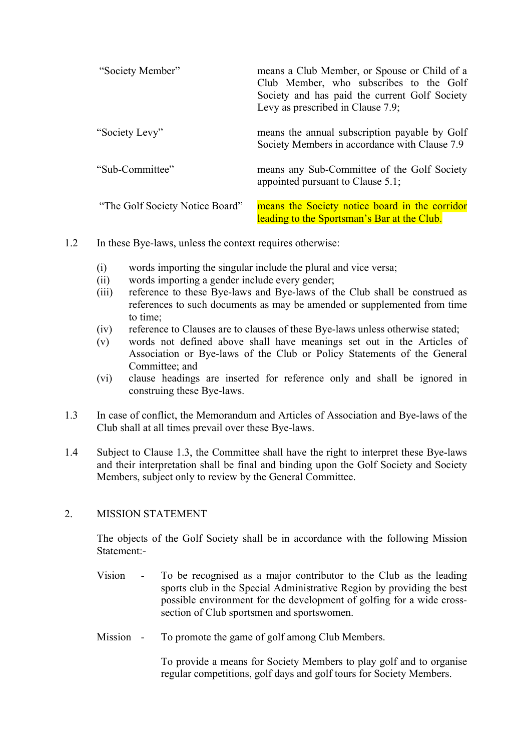| | |
|---|---|
| "Society Member" | means a Club Member, or Spouse or Child of a Club Member, who subscribes to the Golf Society and has paid the current Golf Society Levy as prescribed in Clause 7.9; |
| "Society Levy" | means the annual subscription payable by Golf Society Members in accordance with Clause 7.9 |
| "Sub-Committee" | means any Sub-Committee of the Golf Society appointed pursuant to Clause 5.1; |
| "The Golf Society Notice Board" | means the Society notice board in the corridor leading to the Sportsman's Bar at the Club. |

1.2 In these Bye-laws, unless the context requires otherwise:

(i) words importing the singular include the plural and vice versa;
(ii) words importing a gender include every gender;
(iii) reference to these Bye-laws and Bye-laws of the Club shall be construed as references to such documents as may be amended or supplemented from time to time;
(iv) reference to Clauses are to clauses of these Bye-laws unless otherwise stated;
(v) words not defined above shall have meanings set out in the Articles of Association or Bye-laws of the Club or Policy Statements of the General Committee; and
(vi) clause headings are inserted for reference only and shall be ignored in construing these Bye-laws.

1.3 In case of conflict, the Memorandum and Articles of Association and Bye-laws of the Club shall at all times prevail over these Bye-laws.

1.4 Subject to Clause 1.3, the Committee shall have the right to interpret these Bye-laws and their interpretation shall be final and binding upon the Golf Society and Society Members, subject only to review by the General Committee.

## 2. MISSION STATEMENT

The objects of the Golf Society shall be in accordance with the following Mission Statement:-

Vision - To be recognised as a major contributor to the Club as the leading sports club in the Special Administrative Region by providing the best possible environment for the development of golfing for a wide cross-section of Club sportsmen and sportswomen.

Mission - To promote the game of golf among Club Members.

To provide a means for Society Members to play golf and to organise regular competitions, golf days and golf tours for Society Members.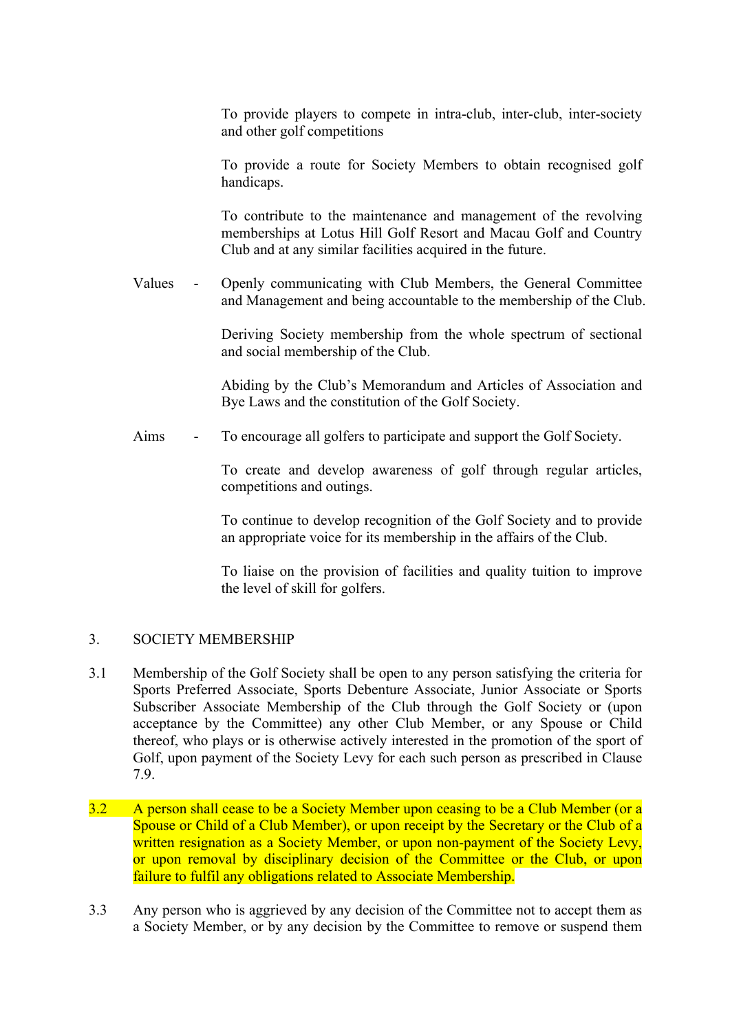To provide players to compete in intra-club, inter-club, inter-society and other golf competitions

To provide a route for Society Members to obtain recognised golf handicaps.

To contribute to the maintenance and management of the revolving memberships at Lotus Hill Golf Resort and Macau Golf and Country Club and at any similar facilities acquired in the future.

Values - Openly communicating with Club Members, the General Committee and Management and being accountable to the membership of the Club.

Deriving Society membership from the whole spectrum of sectional and social membership of the Club.

Abiding by the Club's Memorandum and Articles of Association and Bye Laws and the constitution of the Golf Society.

Aims - To encourage all golfers to participate and support the Golf Society.

To create and develop awareness of golf through regular articles, competitions and outings.

To continue to develop recognition of the Golf Society and to provide an appropriate voice for its membership in the affairs of the Club.

To liaise on the provision of facilities and quality tuition to improve the level of skill for golfers.

## 3. SOCIETY MEMBERSHIP

3.1 Membership of the Golf Society shall be open to any person satisfying the criteria for Sports Preferred Associate, Sports Debenture Associate, Junior Associate or Sports Subscriber Associate Membership of the Club through the Golf Society or (upon acceptance by the Committee) any other Club Member, or any Spouse or Child thereof, who plays or is otherwise actively interested in the promotion of the sport of Golf, upon payment of the Society Levy for each such person as prescribed in Clause 7.9.

3.2 A person shall cease to be a Society Member upon ceasing to be a Club Member (or a Spouse or Child of a Club Member), or upon receipt by the Secretary or the Club of a written resignation as a Society Member, or upon non-payment of the Society Levy, or upon removal by disciplinary decision of the Committee or the Club, or upon failure to fulfil any obligations related to Associate Membership.

3.3 Any person who is aggrieved by any decision of the Committee not to accept them as a Society Member, or by any decision by the Committee to remove or suspend them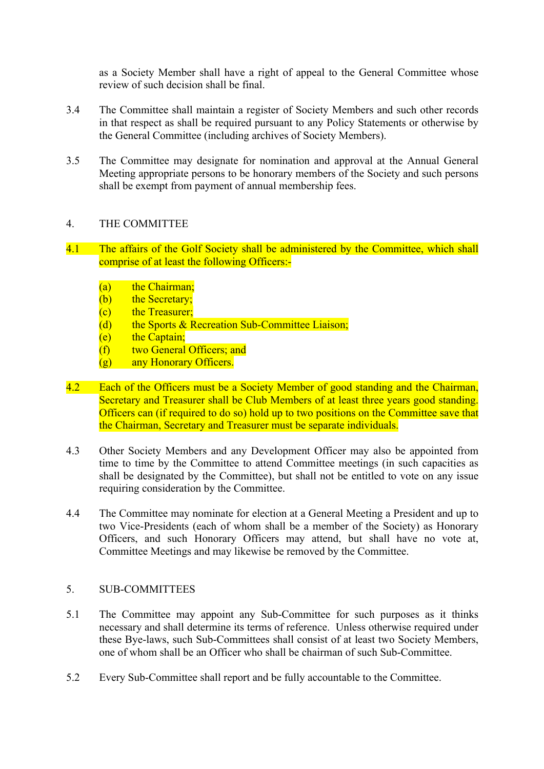as a Society Member shall have a right of appeal to the General Committee whose review of such decision shall be final.

3.4 The Committee shall maintain a register of Society Members and such other records in that respect as shall be required pursuant to any Policy Statements or otherwise by the General Committee (including archives of Society Members).

3.5 The Committee may designate for nomination and approval at the Annual General Meeting appropriate persons to be honorary members of the Society and such persons shall be exempt from payment of annual membership fees.

## 4. THE COMMITTEE

4.1 The affairs of the Golf Society shall be administered by the Committee, which shall comprise of at least the following Officers:-

(a) the Chairman;
(b) the Secretary;
(c) the Treasurer;
(d) the Sports & Recreation Sub-Committee Liaison;
(e) the Captain;
(f) two General Officers; and
(g) any Honorary Officers.

4.2 Each of the Officers must be a Society Member of good standing and the Chairman, Secretary and Treasurer shall be Club Members of at least three years good standing. Officers can (if required to do so) hold up to two positions on the Committee save that the Chairman, Secretary and Treasurer must be separate individuals.

4.3 Other Society Members and any Development Officer may also be appointed from time to time by the Committee to attend Committee meetings (in such capacities as shall be designated by the Committee), but shall not be entitled to vote on any issue requiring consideration by the Committee.

4.4 The Committee may nominate for election at a General Meeting a President and up to two Vice-Presidents (each of whom shall be a member of the Society) as Honorary Officers, and such Honorary Officers may attend, but shall have no vote at, Committee Meetings and may likewise be removed by the Committee.

## 5. SUB-COMMITTEES

5.1 The Committee may appoint any Sub-Committee for such purposes as it thinks necessary and shall determine its terms of reference. Unless otherwise required under these Bye-laws, such Sub-Committees shall consist of at least two Society Members, one of whom shall be an Officer who shall be chairman of such Sub-Committee.

5.2 Every Sub-Committee shall report and be fully accountable to the Committee.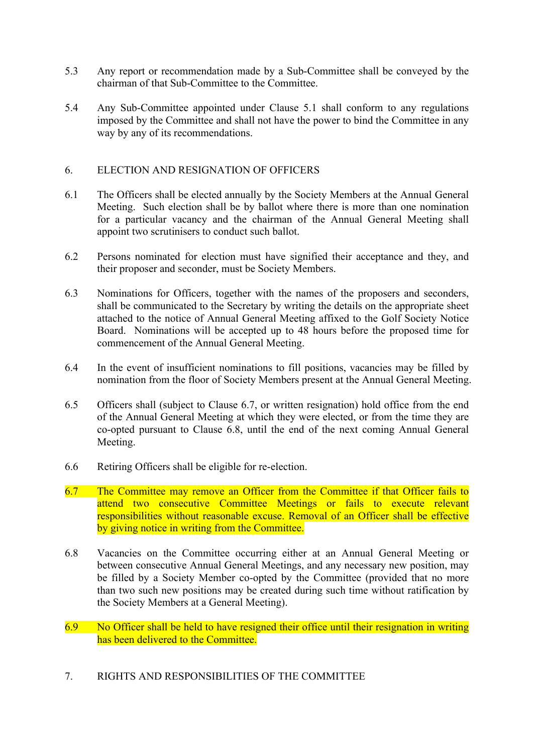5.3 Any report or recommendation made by a Sub-Committee shall be conveyed by the chairman of that Sub-Committee to the Committee.

5.4 Any Sub-Committee appointed under Clause 5.1 shall conform to any regulations imposed by the Committee and shall not have the power to bind the Committee in any way by any of its recommendations.

## 6. ELECTION AND RESIGNATION OF OFFICERS

6.1 The Officers shall be elected annually by the Society Members at the Annual General Meeting. Such election shall be by ballot where there is more than one nomination for a particular vacancy and the chairman of the Annual General Meeting shall appoint two scrutinisers to conduct such ballot.

6.2 Persons nominated for election must have signified their acceptance and they, and their proposer and seconder, must be Society Members.

6.3 Nominations for Officers, together with the names of the proposers and seconders, shall be communicated to the Secretary by writing the details on the appropriate sheet attached to the notice of Annual General Meeting affixed to the Golf Society Notice Board. Nominations will be accepted up to 48 hours before the proposed time for commencement of the Annual General Meeting.

6.4 In the event of insufficient nominations to fill positions, vacancies may be filled by nomination from the floor of Society Members present at the Annual General Meeting.

6.5 Officers shall (subject to Clause 6.7, or written resignation) hold office from the end of the Annual General Meeting at which they were elected, or from the time they are co-opted pursuant to Clause 6.8, until the end of the next coming Annual General Meeting.

6.6 Retiring Officers shall be eligible for re-election.

6.7 The Committee may remove an Officer from the Committee if that Officer fails to attend two consecutive Committee Meetings or fails to execute relevant responsibilities without reasonable excuse. Removal of an Officer shall be effective by giving notice in writing from the Committee.

6.8 Vacancies on the Committee occurring either at an Annual General Meeting or between consecutive Annual General Meetings, and any necessary new position, may be filled by a Society Member co-opted by the Committee (provided that no more than two such new positions may be created during such time without ratification by the Society Members at a General Meeting).

6.9 No Officer shall be held to have resigned their office until their resignation in writing has been delivered to the Committee.

## 7. RIGHTS AND RESPONSIBILITIES OF THE COMMITTEE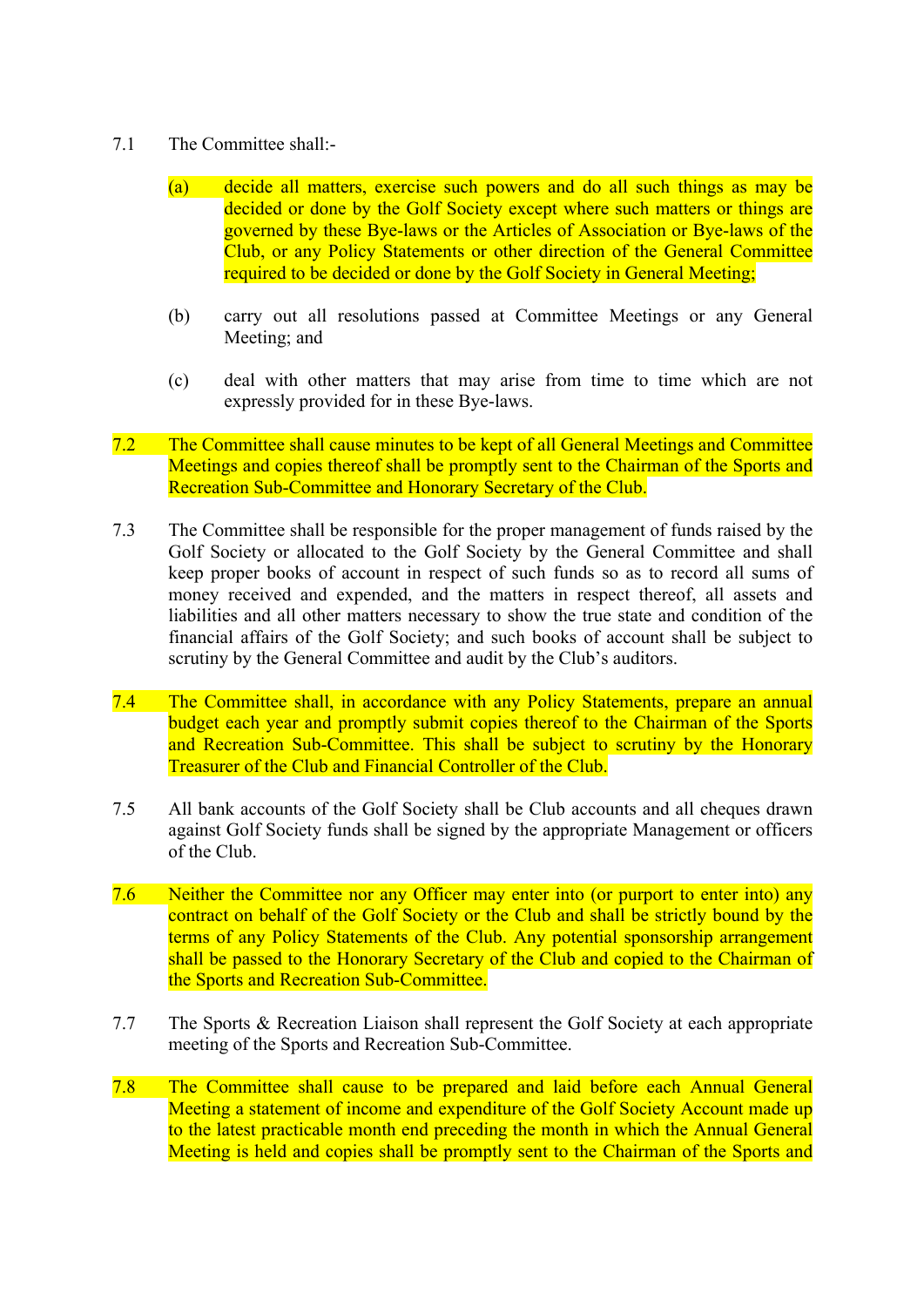7.1 The Committee shall:-

(a) decide all matters, exercise such powers and do all such things as may be decided or done by the Golf Society except where such matters or things are governed by these Bye-laws or the Articles of Association or Bye-laws of the Club, or any Policy Statements or other direction of the General Committee required to be decided or done by the Golf Society in General Meeting;

(b) carry out all resolutions passed at Committee Meetings or any General Meeting; and

(c) deal with other matters that may arise from time to time which are not expressly provided for in these Bye-laws.

7.2 The Committee shall cause minutes to be kept of all General Meetings and Committee Meetings and copies thereof shall be promptly sent to the Chairman of the Sports and Recreation Sub-Committee and Honorary Secretary of the Club.

7.3 The Committee shall be responsible for the proper management of funds raised by the Golf Society or allocated to the Golf Society by the General Committee and shall keep proper books of account in respect of such funds so as to record all sums of money received and expended, and the matters in respect thereof, all assets and liabilities and all other matters necessary to show the true state and condition of the financial affairs of the Golf Society; and such books of account shall be subject to scrutiny by the General Committee and audit by the Club's auditors.

7.4 The Committee shall, in accordance with any Policy Statements, prepare an annual budget each year and promptly submit copies thereof to the Chairman of the Sports and Recreation Sub-Committee. This shall be subject to scrutiny by the Honorary Treasurer of the Club and Financial Controller of the Club.

7.5 All bank accounts of the Golf Society shall be Club accounts and all cheques drawn against Golf Society funds shall be signed by the appropriate Management or officers of the Club.

7.6 Neither the Committee nor any Officer may enter into (or purport to enter into) any contract on behalf of the Golf Society or the Club and shall be strictly bound by the terms of any Policy Statements of the Club. Any potential sponsorship arrangement shall be passed to the Honorary Secretary of the Club and copied to the Chairman of the Sports and Recreation Sub-Committee.

7.7 The Sports & Recreation Liaison shall represent the Golf Society at each appropriate meeting of the Sports and Recreation Sub-Committee.

7.8 The Committee shall cause to be prepared and laid before each Annual General Meeting a statement of income and expenditure of the Golf Society Account made up to the latest practicable month end preceding the month in which the Annual General Meeting is held and copies shall be promptly sent to the Chairman of the Sports and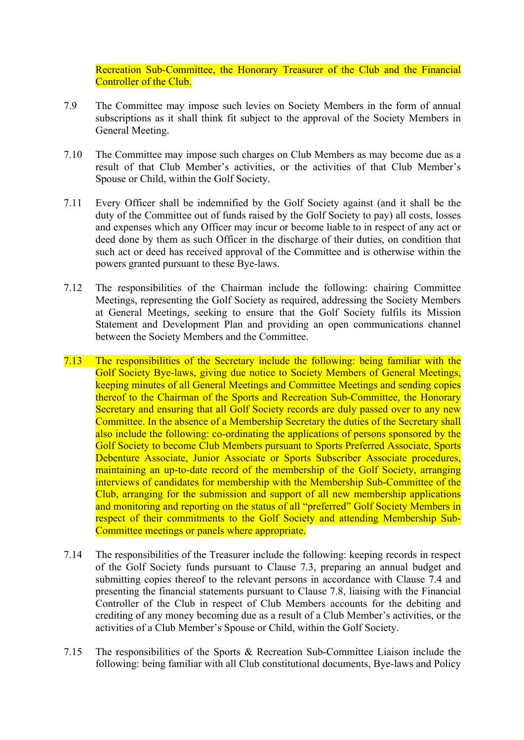Recreation Sub-Committee, the Honorary Treasurer of the Club and the Financial Controller of the Club.

7.9 The Committee may impose such levies on Society Members in the form of annual subscriptions as it shall think fit subject to the approval of the Society Members in General Meeting.

7.10 The Committee may impose such charges on Club Members as may become due as a result of that Club Member's activities, or the activities of that Club Member's Spouse or Child, within the Golf Society.

7.11 Every Officer shall be indemnified by the Golf Society against (and it shall be the duty of the Committee out of funds raised by the Golf Society to pay) all costs, losses and expenses which any Officer may incur or become liable to in respect of any act or deed done by them as such Officer in the discharge of their duties, on condition that such act or deed has received approval of the Committee and is otherwise within the powers granted pursuant to these Bye-laws.

7.12 The responsibilities of the Chairman include the following: chairing Committee Meetings, representing the Golf Society as required, addressing the Society Members at General Meetings, seeking to ensure that the Golf Society fulfils its Mission Statement and Development Plan and providing an open communications channel between the Society Members and the Committee.

7.13 The responsibilities of the Secretary include the following: being familiar with the Golf Society Bye-laws, giving due notice to Society Members of General Meetings, keeping minutes of all General Meetings and Committee Meetings and sending copies thereof to the Chairman of the Sports and Recreation Sub-Committee, the Honorary Secretary and ensuring that all Golf Society records are duly passed over to any new Committee. In the absence of a Membership Secretary the duties of the Secretary shall also include the following: co-ordinating the applications of persons sponsored by the Golf Society to become Club Members pursuant to Sports Preferred Associate, Sports Debenture Associate, Junior Associate or Sports Subscriber Associate procedures, maintaining an up-to-date record of the membership of the Golf Society, arranging interviews of candidates for membership with the Membership Sub-Committee of the Club, arranging for the submission and support of all new membership applications and monitoring and reporting on the status of all "preferred" Golf Society Members in respect of their commitments to the Golf Society and attending Membership Sub-Committee meetings or panels where appropriate.

7.14 The responsibilities of the Treasurer include the following: keeping records in respect of the Golf Society funds pursuant to Clause 7.3, preparing an annual budget and submitting copies thereof to the relevant persons in accordance with Clause 7.4 and presenting the financial statements pursuant to Clause 7.8, liaising with the Financial Controller of the Club in respect of Club Members accounts for the debiting and crediting of any money becoming due as a result of a Club Member's activities, or the activities of a Club Member's Spouse or Child, within the Golf Society.

7.15 The responsibilities of the Sports & Recreation Sub-Committee Liaison include the following: being familiar with all Club constitutional documents, Bye-laws and Policy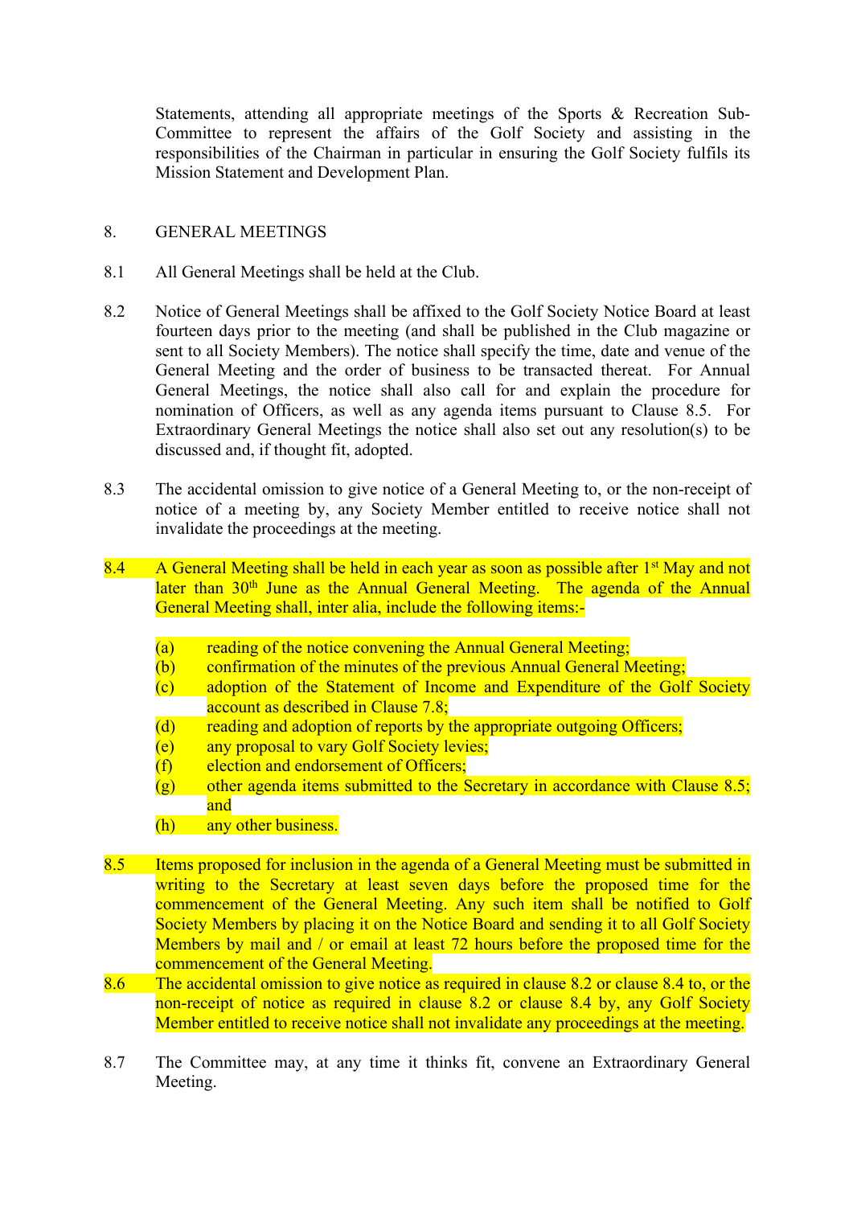Statements, attending all appropriate meetings of the Sports & Recreation Sub-Committee to represent the affairs of the Golf Society and assisting in the responsibilities of the Chairman in particular in ensuring the Golf Society fulfils its Mission Statement and Development Plan.

## 8. GENERAL MEETINGS

8.1 All General Meetings shall be held at the Club.

8.2 Notice of General Meetings shall be affixed to the Golf Society Notice Board at least fourteen days prior to the meeting (and shall be published in the Club magazine or sent to all Society Members). The notice shall specify the time, date and venue of the General Meeting and the order of business to be transacted thereat. For Annual General Meetings, the notice shall also call for and explain the procedure for nomination of Officers, as well as any agenda items pursuant to Clause 8.5. For Extraordinary General Meetings the notice shall also set out any resolution(s) to be discussed and, if thought fit, adopted.

8.3 The accidental omission to give notice of a General Meeting to, or the non-receipt of notice of a meeting by, any Society Member entitled to receive notice shall not invalidate the proceedings at the meeting.

8.4 A General Meeting shall be held in each year as soon as possible after 1st May and not later than 30th June as the Annual General Meeting. The agenda of the Annual General Meeting shall, inter alia, include the following items:-

- (a) reading of the notice convening the Annual General Meeting;
- (b) confirmation of the minutes of the previous Annual General Meeting;
- (c) adoption of the Statement of Income and Expenditure of the Golf Society account as described in Clause 7.8;
- (d) reading and adoption of reports by the appropriate outgoing Officers;
- (e) any proposal to vary Golf Society levies;
- (f) election and endorsement of Officers;
- (g) other agenda items submitted to the Secretary in accordance with Clause 8.5; and
- (h) any other business.

8.5 Items proposed for inclusion in the agenda of a General Meeting must be submitted in writing to the Secretary at least seven days before the proposed time for the commencement of the General Meeting. Any such item shall be notified to Golf Society Members by placing it on the Notice Board and sending it to all Golf Society Members by mail and / or email at least 72 hours before the proposed time for the commencement of the General Meeting.

8.6 The accidental omission to give notice as required in clause 8.2 or clause 8.4 to, or the non-receipt of notice as required in clause 8.2 or clause 8.4 by, any Golf Society Member entitled to receive notice shall not invalidate any proceedings at the meeting.

8.7 The Committee may, at any time it thinks fit, convene an Extraordinary General Meeting.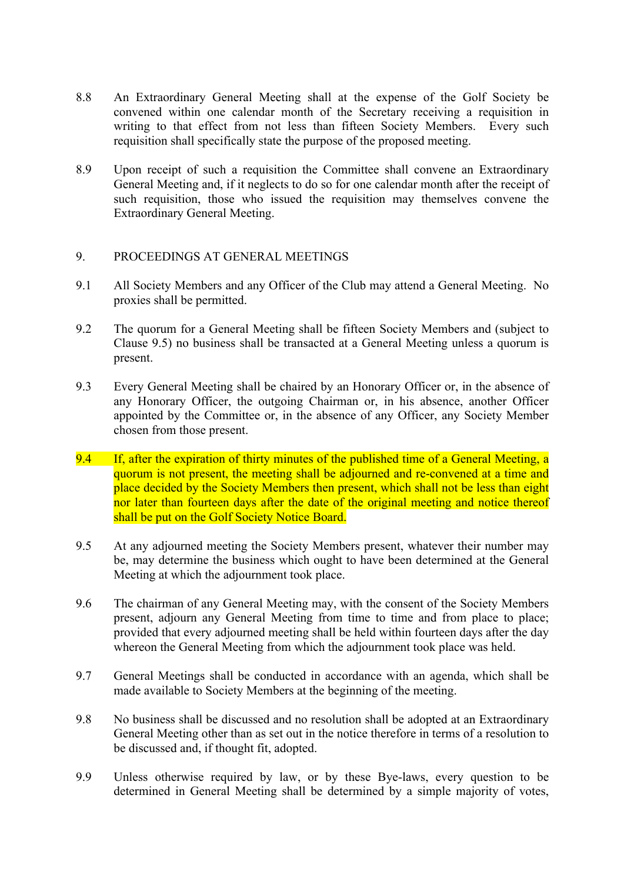8.8 An Extraordinary General Meeting shall at the expense of the Golf Society be convened within one calendar month of the Secretary receiving a requisition in writing to that effect from not less than fifteen Society Members. Every such requisition shall specifically state the purpose of the proposed meeting.

8.9 Upon receipt of such a requisition the Committee shall convene an Extraordinary General Meeting and, if it neglects to do so for one calendar month after the receipt of such requisition, those who issued the requisition may themselves convene the Extraordinary General Meeting.

## 9. PROCEEDINGS AT GENERAL MEETINGS

9.1 All Society Members and any Officer of the Club may attend a General Meeting. No proxies shall be permitted.

9.2 The quorum for a General Meeting shall be fifteen Society Members and (subject to Clause 9.5) no business shall be transacted at a General Meeting unless a quorum is present.

9.3 Every General Meeting shall be chaired by an Honorary Officer or, in the absence of any Honorary Officer, the outgoing Chairman or, in his absence, another Officer appointed by the Committee or, in the absence of any Officer, any Society Member chosen from those present.

9.4 If, after the expiration of thirty minutes of the published time of a General Meeting, a quorum is not present, the meeting shall be adjourned and re-convened at a time and place decided by the Society Members then present, which shall not be less than eight nor later than fourteen days after the date of the original meeting and notice thereof shall be put on the Golf Society Notice Board.

9.5 At any adjourned meeting the Society Members present, whatever their number may be, may determine the business which ought to have been determined at the General Meeting at which the adjournment took place.

9.6 The chairman of any General Meeting may, with the consent of the Society Members present, adjourn any General Meeting from time to time and from place to place; provided that every adjourned meeting shall be held within fourteen days after the day whereon the General Meeting from which the adjournment took place was held.

9.7 General Meetings shall be conducted in accordance with an agenda, which shall be made available to Society Members at the beginning of the meeting.

9.8 No business shall be discussed and no resolution shall be adopted at an Extraordinary General Meeting other than as set out in the notice therefore in terms of a resolution to be discussed and, if thought fit, adopted.

9.9 Unless otherwise required by law, or by these Bye-laws, every question to be determined in General Meeting shall be determined by a simple majority of votes,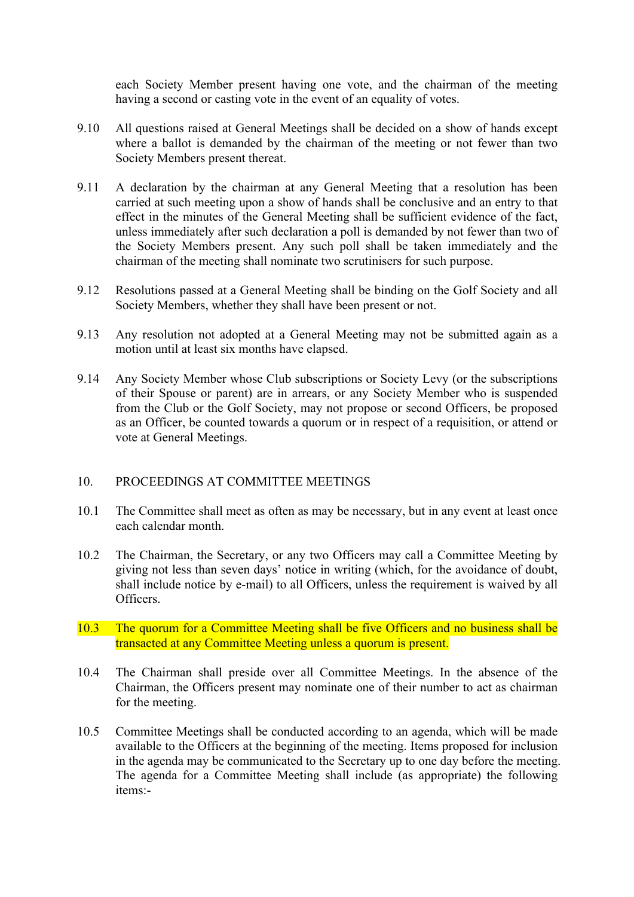each Society Member present having one vote, and the chairman of the meeting having a second or casting vote in the event of an equality of votes.

9.10 All questions raised at General Meetings shall be decided on a show of hands except where a ballot is demanded by the chairman of the meeting or not fewer than two Society Members present thereat.

9.11 A declaration by the chairman at any General Meeting that a resolution has been carried at such meeting upon a show of hands shall be conclusive and an entry to that effect in the minutes of the General Meeting shall be sufficient evidence of the fact, unless immediately after such declaration a poll is demanded by not fewer than two of the Society Members present. Any such poll shall be taken immediately and the chairman of the meeting shall nominate two scrutinisers for such purpose.

9.12 Resolutions passed at a General Meeting shall be binding on the Golf Society and all Society Members, whether they shall have been present or not.

9.13 Any resolution not adopted at a General Meeting may not be submitted again as a motion until at least six months have elapsed.

9.14 Any Society Member whose Club subscriptions or Society Levy (or the subscriptions of their Spouse or parent) are in arrears, or any Society Member who is suspended from the Club or the Golf Society, may not propose or second Officers, be proposed as an Officer, be counted towards a quorum or in respect of a requisition, or attend or vote at General Meetings.

## 10. PROCEEDINGS AT COMMITTEE MEETINGS

10.1 The Committee shall meet as often as may be necessary, but in any event at least once each calendar month.

10.2 The Chairman, the Secretary, or any two Officers may call a Committee Meeting by giving not less than seven days' notice in writing (which, for the avoidance of doubt, shall include notice by e-mail) to all Officers, unless the requirement is waived by all Officers.

10.3 The quorum for a Committee Meeting shall be five Officers and no business shall be transacted at any Committee Meeting unless a quorum is present.

10.4 The Chairman shall preside over all Committee Meetings. In the absence of the Chairman, the Officers present may nominate one of their number to act as chairman for the meeting.

10.5 Committee Meetings shall be conducted according to an agenda, which will be made available to the Officers at the beginning of the meeting. Items proposed for inclusion in the agenda may be communicated to the Secretary up to one day before the meeting. The agenda for a Committee Meeting shall include (as appropriate) the following items:-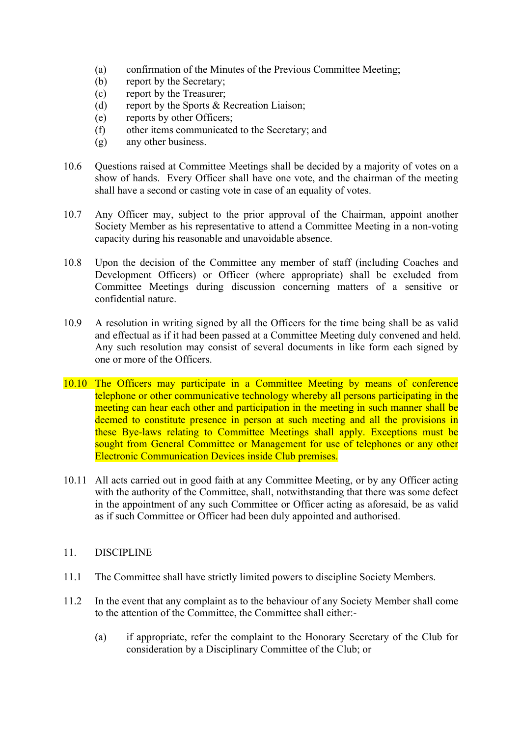(a) confirmation of the Minutes of the Previous Committee Meeting;
(b) report by the Secretary;
(c) report by the Treasurer;
(d) report by the Sports & Recreation Liaison;
(e) reports by other Officers;
(f) other items communicated to the Secretary; and
(g) any other business.

10.6 Questions raised at Committee Meetings shall be decided by a majority of votes on a show of hands. Every Officer shall have one vote, and the chairman of the meeting shall have a second or casting vote in case of an equality of votes.

10.7 Any Officer may, subject to the prior approval of the Chairman, appoint another Society Member as his representative to attend a Committee Meeting in a non-voting capacity during his reasonable and unavoidable absence.

10.8 Upon the decision of the Committee any member of staff (including Coaches and Development Officers) or Officer (where appropriate) shall be excluded from Committee Meetings during discussion concerning matters of a sensitive or confidential nature.

10.9 A resolution in writing signed by all the Officers for the time being shall be as valid and effectual as if it had been passed at a Committee Meeting duly convened and held. Any such resolution may consist of several documents in like form each signed by one or more of the Officers.

10.10 The Officers may participate in a Committee Meeting by means of conference telephone or other communicative technology whereby all persons participating in the meeting can hear each other and participation in the meeting in such manner shall be deemed to constitute presence in person at such meeting and all the provisions in these Bye-laws relating to Committee Meetings shall apply. Exceptions must be sought from General Committee or Management for use of telephones or any other Electronic Communication Devices inside Club premises.

10.11 All acts carried out in good faith at any Committee Meeting, or by any Officer acting with the authority of the Committee, shall, notwithstanding that there was some defect in the appointment of any such Committee or Officer acting as aforesaid, be as valid as if such Committee or Officer had been duly appointed and authorised.

## 11. DISCIPLINE

11.1 The Committee shall have strictly limited powers to discipline Society Members.

11.2 In the event that any complaint as to the behaviour of any Society Member shall come to the attention of the Committee, the Committee shall either:-

(a) if appropriate, refer the complaint to the Honorary Secretary of the Club for consideration by a Disciplinary Committee of the Club; or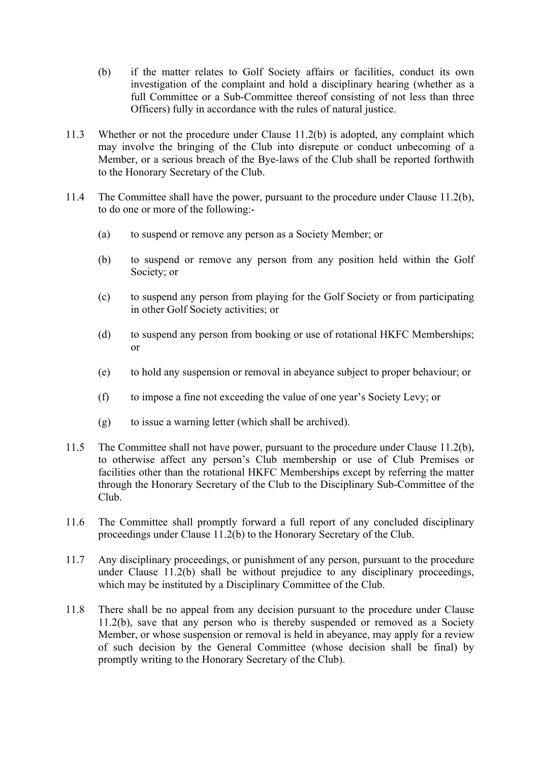(b) if the matter relates to Golf Society affairs or facilities, conduct its own investigation of the complaint and hold a disciplinary hearing (whether as a full Committee or a Sub-Committee thereof consisting of not less than three Officers) fully in accordance with the rules of natural justice.

11.3 Whether or not the procedure under Clause 11.2(b) is adopted, any complaint which may involve the bringing of the Club into disrepute or conduct unbecoming of a Member, or a serious breach of the Bye-laws of the Club shall be reported forthwith to the Honorary Secretary of the Club.

11.4 The Committee shall have the power, pursuant to the procedure under Clause 11.2(b), to do one or more of the following:-

(a) to suspend or remove any person as a Society Member; or

(b) to suspend or remove any person from any position held within the Golf Society; or

(c) to suspend any person from playing for the Golf Society or from participating in other Golf Society activities; or

(d) to suspend any person from booking or use of rotational HKFC Memberships; or

(e) to hold any suspension or removal in abeyance subject to proper behaviour; or

(f) to impose a fine not exceeding the value of one year's Society Levy; or

(g) to issue a warning letter (which shall be archived).

11.5 The Committee shall not have power, pursuant to the procedure under Clause 11.2(b), to otherwise affect any person's Club membership or use of Club Premises or facilities other than the rotational HKFC Memberships except by referring the matter through the Honorary Secretary of the Club to the Disciplinary Sub-Committee of the Club.

11.6 The Committee shall promptly forward a full report of any concluded disciplinary proceedings under Clause 11.2(b) to the Honorary Secretary of the Club.

11.7 Any disciplinary proceedings, or punishment of any person, pursuant to the procedure under Clause 11.2(b) shall be without prejudice to any disciplinary proceedings, which may be instituted by a Disciplinary Committee of the Club.

11.8 There shall be no appeal from any decision pursuant to the procedure under Clause 11.2(b), save that any person who is thereby suspended or removed as a Society Member, or whose suspension or removal is held in abeyance, may apply for a review of such decision by the General Committee (whose decision shall be final) by promptly writing to the Honorary Secretary of the Club).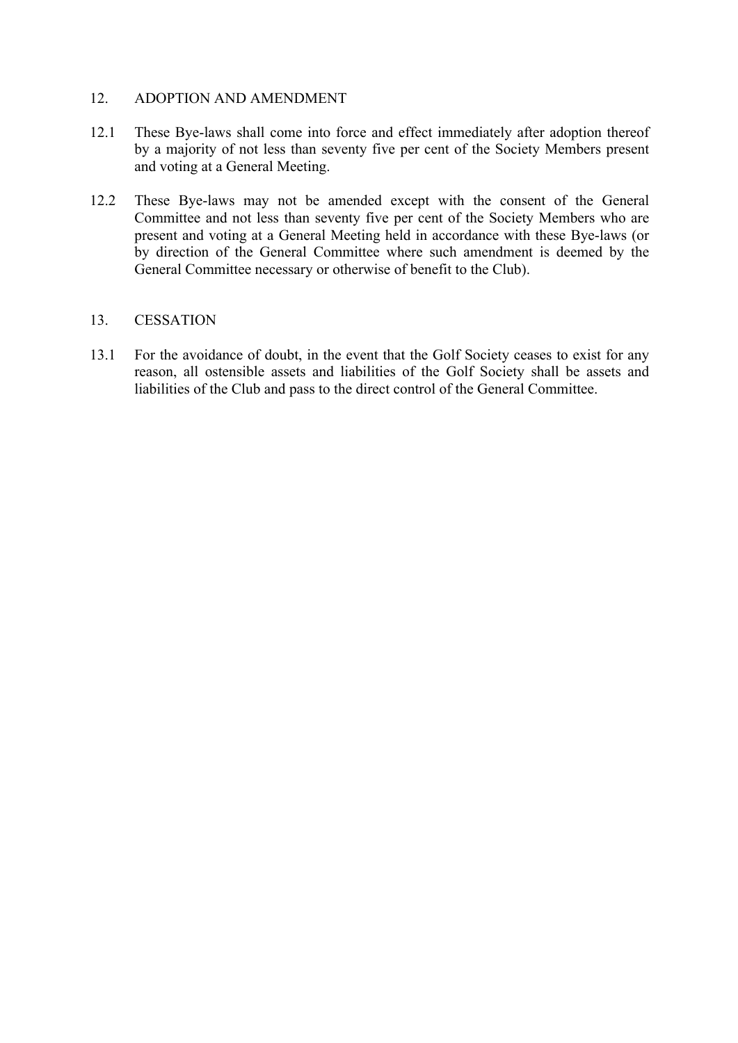## 12. ADOPTION AND AMENDMENT

12.1 These Bye-laws shall come into force and effect immediately after adoption thereof by a majority of not less than seventy five per cent of the Society Members present and voting at a General Meeting.

12.2 These Bye-laws may not be amended except with the consent of the General Committee and not less than seventy five per cent of the Society Members who are present and voting at a General Meeting held in accordance with these Bye-laws (or by direction of the General Committee where such amendment is deemed by the General Committee necessary or otherwise of benefit to the Club).

## 13. CESSATION

13.1 For the avoidance of doubt, in the event that the Golf Society ceases to exist for any reason, all ostensible assets and liabilities of the Golf Society shall be assets and liabilities of the Club and pass to the direct control of the General Committee.